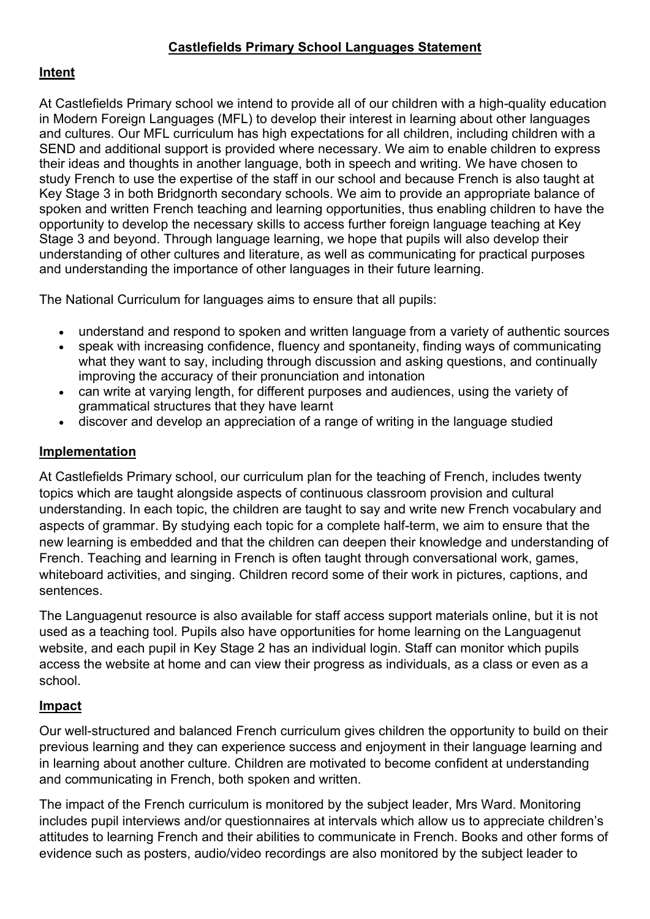# Castlefields Primary School Languages Statement

## Intent

At Castlefields Primary school we intend to provide all of our children with a high-quality education in Modern Foreign Languages (MFL) to develop their interest in learning about other languages and cultures. Our MFL curriculum has high expectations for all children, including children with a SEND and additional support is provided where necessary. We aim to enable children to express their ideas and thoughts in another language, both in speech and writing. We have chosen to study French to use the expertise of the staff in our school and because French is also taught at Key Stage 3 in both Bridgnorth secondary schools. We aim to provide an appropriate balance of spoken and written French teaching and learning opportunities, thus enabling children to have the opportunity to develop the necessary skills to access further foreign language teaching at Key Stage 3 and beyond. Through language learning, we hope that pupils will also develop their understanding of other cultures and literature, as well as communicating for practical purposes and understanding the importance of other languages in their future learning.

The National Curriculum for languages aims to ensure that all pupils:

- understand and respond to spoken and written language from a variety of authentic sources
- speak with increasing confidence, fluency and spontaneity, finding ways of communicating what they want to say, including through discussion and asking questions, and continually improving the accuracy of their pronunciation and intonation
- can write at varying length, for different purposes and audiences, using the variety of grammatical structures that they have learnt
- discover and develop an appreciation of a range of writing in the language studied

## Implementation

At Castlefields Primary school, our curriculum plan for the teaching of French, includes twenty topics which are taught alongside aspects of continuous classroom provision and cultural understanding. In each topic, the children are taught to say and write new French vocabulary and aspects of grammar. By studying each topic for a complete half-term, we aim to ensure that the new learning is embedded and that the children can deepen their knowledge and understanding of French. Teaching and learning in French is often taught through conversational work, games, whiteboard activities, and singing. Children record some of their work in pictures, captions, and sentences.

The Languagenut resource is also available for staff access support materials online, but it is not used as a teaching tool. Pupils also have opportunities for home learning on the Languagenut website, and each pupil in Key Stage 2 has an individual login. Staff can monitor which pupils access the website at home and can view their progress as individuals, as a class or even as a school.

## Impact

Our well-structured and balanced French curriculum gives children the opportunity to build on their previous learning and they can experience success and enjoyment in their language learning and in learning about another culture. Children are motivated to become confident at understanding and communicating in French, both spoken and written.

The impact of the French curriculum is monitored by the subject leader, Mrs Ward. Monitoring includes pupil interviews and/or questionnaires at intervals which allow us to appreciate children's attitudes to learning French and their abilities to communicate in French. Books and other forms of evidence such as posters, audio/video recordings are also monitored by the subject leader to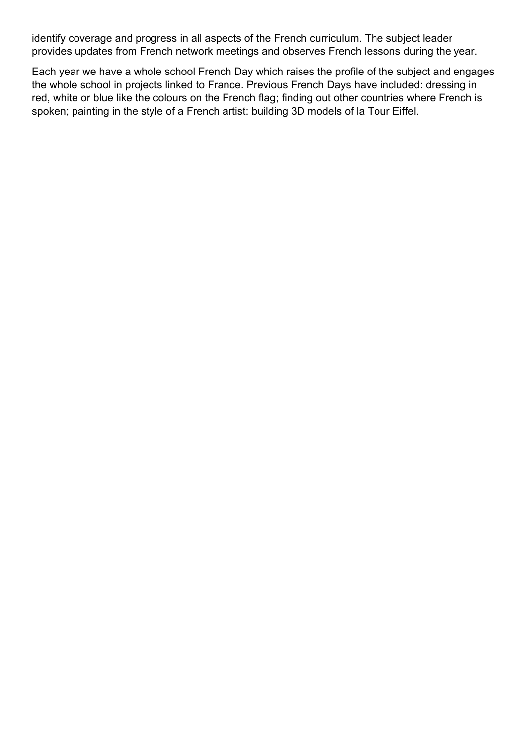identify coverage and progress in all aspects of the French curriculum. The subject leader provides updates from French network meetings and observes French lessons during the year.

Each year we have a whole school French Day which raises the profile of the subject and engages the whole school in projects linked to France. Previous French Days have included: dressing in red, white or blue like the colours on the French flag; finding out other countries where French is spoken; painting in the style of a French artist: building 3D models of la Tour Eiffel.